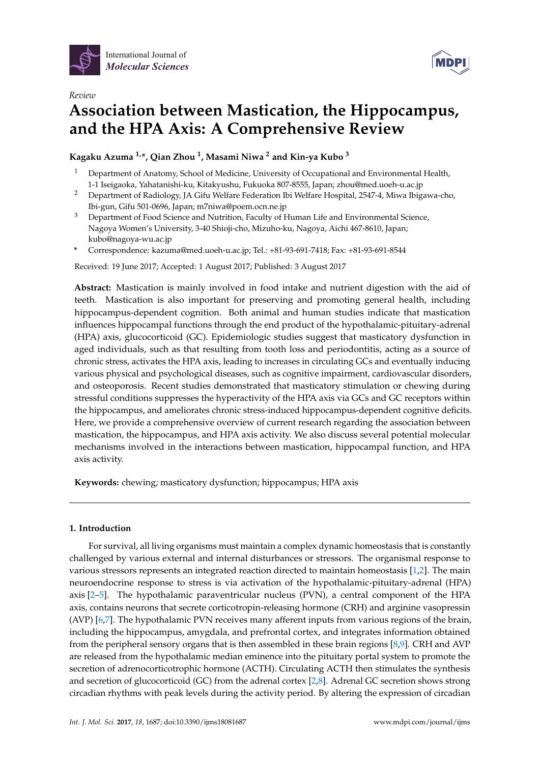*Review*

# Association between Mastication, the Hippocampus, and the HPA Axis: A Comprehensive Review

**Kagaku Azuma [1,*], Qian Zhou [1], Masami Niwa [2] and Kin-ya Kubo [3]**

[1] Department of Anatomy, School of Medicine, University of Occupational and Environmental Health, 1-1 Iseigaoka, Yahatanishi-ku, Kitakyushu, Fukuoka 807-8555, Japan; zhou@med.uoeh-u.ac.jp

[2] Department of Radiology, JA Gifu Welfare Federation Ibi Welfare Hospital, 2547-4, Miwa Ibigawa-cho, Ibi-gun, Gifu 501-0696, Japan; m7niwa@poem.ocn.ne.jp

[3] Department of Food Science and Nutrition, Faculty of Human Life and Environmental Science, Nagoya Women's University, 3-40 Shioji-cho, Mizuho-ku, Nagoya, Aichi 467-8610, Japan; kubo@nagoya-wu.ac.jp

\* Correspondence: kazuma@med.uoeh-u.ac.jp; Tel.: +81-93-691-7418; Fax: +81-93-691-8544

Received: 19 June 2017; Accepted: 1 August 2017; Published: 3 August 2017

**Abstract:** Mastication is mainly involved in food intake and nutrient digestion with the aid of teeth. Mastication is also important for preserving and promoting general health, including hippocampus-dependent cognition. Both animal and human studies indicate that mastication influences hippocampal functions through the end product of the hypothalamic-pituitary-adrenal (HPA) axis, glucocorticoid (GC). Epidemiologic studies suggest that masticatory dysfunction in aged individuals, such as that resulting from tooth loss and periodontitis, acting as a source of chronic stress, activates the HPA axis, leading to increases in circulating GCs and eventually inducing various physical and psychological diseases, such as cognitive impairment, cardiovascular disorders, and osteoporosis. Recent studies demonstrated that masticatory stimulation or chewing during stressful conditions suppresses the hyperactivity of the HPA axis via GCs and GC receptors within the hippocampus, and ameliorates chronic stress-induced hippocampus-dependent cognitive deficits. Here, we provide a comprehensive overview of current research regarding the association between mastication, the hippocampus, and HPA axis activity. We also discuss several potential molecular mechanisms involved in the interactions between mastication, hippocampal function, and HPA axis activity.

**Keywords:** chewing; masticatory dysfunction; hippocampus; HPA axis

## 1. Introduction

For survival, all living organisms must maintain a complex dynamic homeostasis that is constantly challenged by various external and internal disturbances or stressors. The organismal response to various stressors represents an integrated reaction directed to maintain homeostasis [1,2]. The main neuroendocrine response to stress is via activation of the hypothalamic-pituitary-adrenal (HPA) axis [2–5]. The hypothalamic paraventricular nucleus (PVN), a central component of the HPA axis, contains neurons that secrete corticotropin-releasing hormone (CRH) and arginine vasopressin (AVP) [6,7]. The hypothalamic PVN receives many afferent inputs from various regions of the brain, including the hippocampus, amygdala, and prefrontal cortex, and integrates information obtained from the peripheral sensory organs that is then assembled in these brain regions [8,9]. CRH and AVP are released from the hypothalamic median eminence into the pituitary portal system to promote the secretion of adrenocorticotrophic hormone (ACTH). Circulating ACTH then stimulates the synthesis and secretion of glucocorticoid (GC) from the adrenal cortex [2,8]. Adrenal GC secretion shows strong circadian rhythms with peak levels during the activity period. By altering the expression of circadian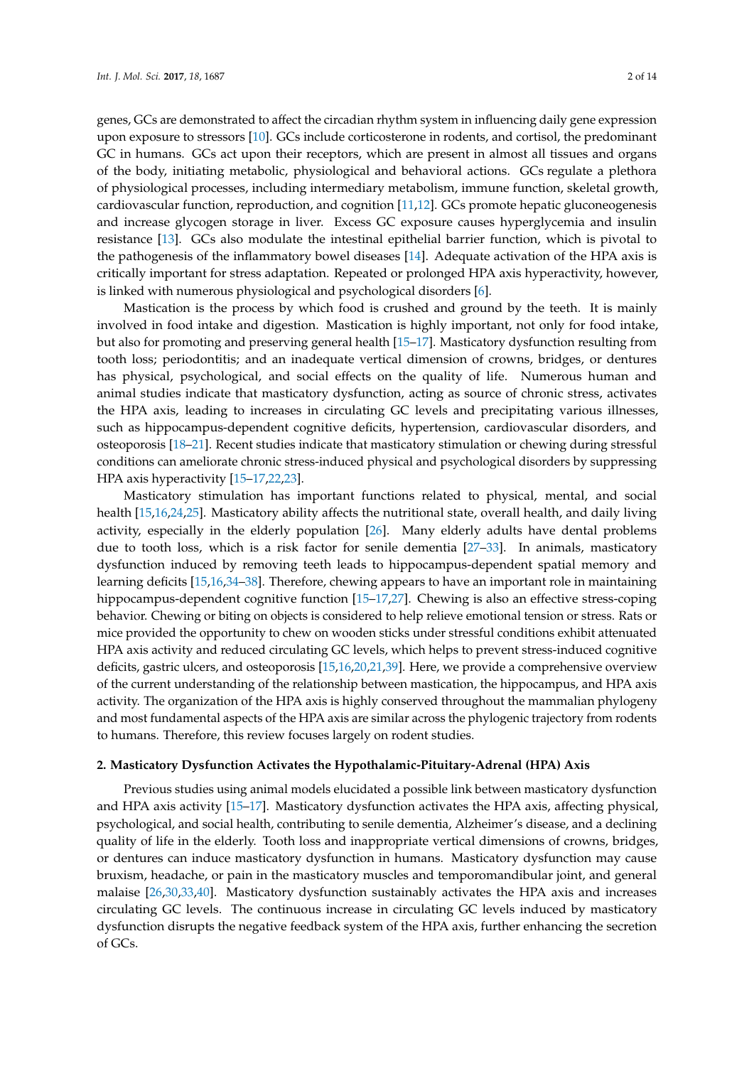genes, GCs are demonstrated to affect the circadian rhythm system in influencing daily gene expression upon exposure to stressors [10]. GCs include corticosterone in rodents, and cortisol, the predominant GC in humans. GCs act upon their receptors, which are present in almost all tissues and organs of the body, initiating metabolic, physiological and behavioral actions. GCs regulate a plethora of physiological processes, including intermediary metabolism, immune function, skeletal growth, cardiovascular function, reproduction, and cognition [11,12]. GCs promote hepatic gluconeogenesis and increase glycogen storage in liver. Excess GC exposure causes hyperglycemia and insulin resistance [13]. GCs also modulate the intestinal epithelial barrier function, which is pivotal to the pathogenesis of the inflammatory bowel diseases [14]. Adequate activation of the HPA axis is critically important for stress adaptation. Repeated or prolonged HPA axis hyperactivity, however, is linked with numerous physiological and psychological disorders [6].

Mastication is the process by which food is crushed and ground by the teeth. It is mainly involved in food intake and digestion. Mastication is highly important, not only for food intake, but also for promoting and preserving general health [15–17]. Masticatory dysfunction resulting from tooth loss; periodontitis; and an inadequate vertical dimension of crowns, bridges, or dentures has physical, psychological, and social effects on the quality of life. Numerous human and animal studies indicate that masticatory dysfunction, acting as source of chronic stress, activates the HPA axis, leading to increases in circulating GC levels and precipitating various illnesses, such as hippocampus-dependent cognitive deficits, hypertension, cardiovascular disorders, and osteoporosis [18–21]. Recent studies indicate that masticatory stimulation or chewing during stressful conditions can ameliorate chronic stress-induced physical and psychological disorders by suppressing HPA axis hyperactivity [15–17,22,23].

Masticatory stimulation has important functions related to physical, mental, and social health [15,16,24,25]. Masticatory ability affects the nutritional state, overall health, and daily living activity, especially in the elderly population [26]. Many elderly adults have dental problems due to tooth loss, which is a risk factor for senile dementia [27–33]. In animals, masticatory dysfunction induced by removing teeth leads to hippocampus-dependent spatial memory and learning deficits [15,16,34–38]. Therefore, chewing appears to have an important role in maintaining hippocampus-dependent cognitive function [15–17,27]. Chewing is also an effective stress-coping behavior. Chewing or biting on objects is considered to help relieve emotional tension or stress. Rats or mice provided the opportunity to chew on wooden sticks under stressful conditions exhibit attenuated HPA axis activity and reduced circulating GC levels, which helps to prevent stress-induced cognitive deficits, gastric ulcers, and osteoporosis [15,16,20,21,39]. Here, we provide a comprehensive overview of the current understanding of the relationship between mastication, the hippocampus, and HPA axis activity. The organization of the HPA axis is highly conserved throughout the mammalian phylogeny and most fundamental aspects of the HPA axis are similar across the phylogenic trajectory from rodents to humans. Therefore, this review focuses largely on rodent studies.

## 2. Masticatory Dysfunction Activates the Hypothalamic-Pituitary-Adrenal (HPA) Axis

Previous studies using animal models elucidated a possible link between masticatory dysfunction and HPA axis activity [15–17]. Masticatory dysfunction activates the HPA axis, affecting physical, psychological, and social health, contributing to senile dementia, Alzheimer's disease, and a declining quality of life in the elderly. Tooth loss and inappropriate vertical dimensions of crowns, bridges, or dentures can induce masticatory dysfunction in humans. Masticatory dysfunction may cause bruxism, headache, or pain in the masticatory muscles and temporomandibular joint, and general malaise [26,30,33,40]. Masticatory dysfunction sustainably activates the HPA axis and increases circulating GC levels. The continuous increase in circulating GC levels induced by masticatory dysfunction disrupts the negative feedback system of the HPA axis, further enhancing the secretion of GCs.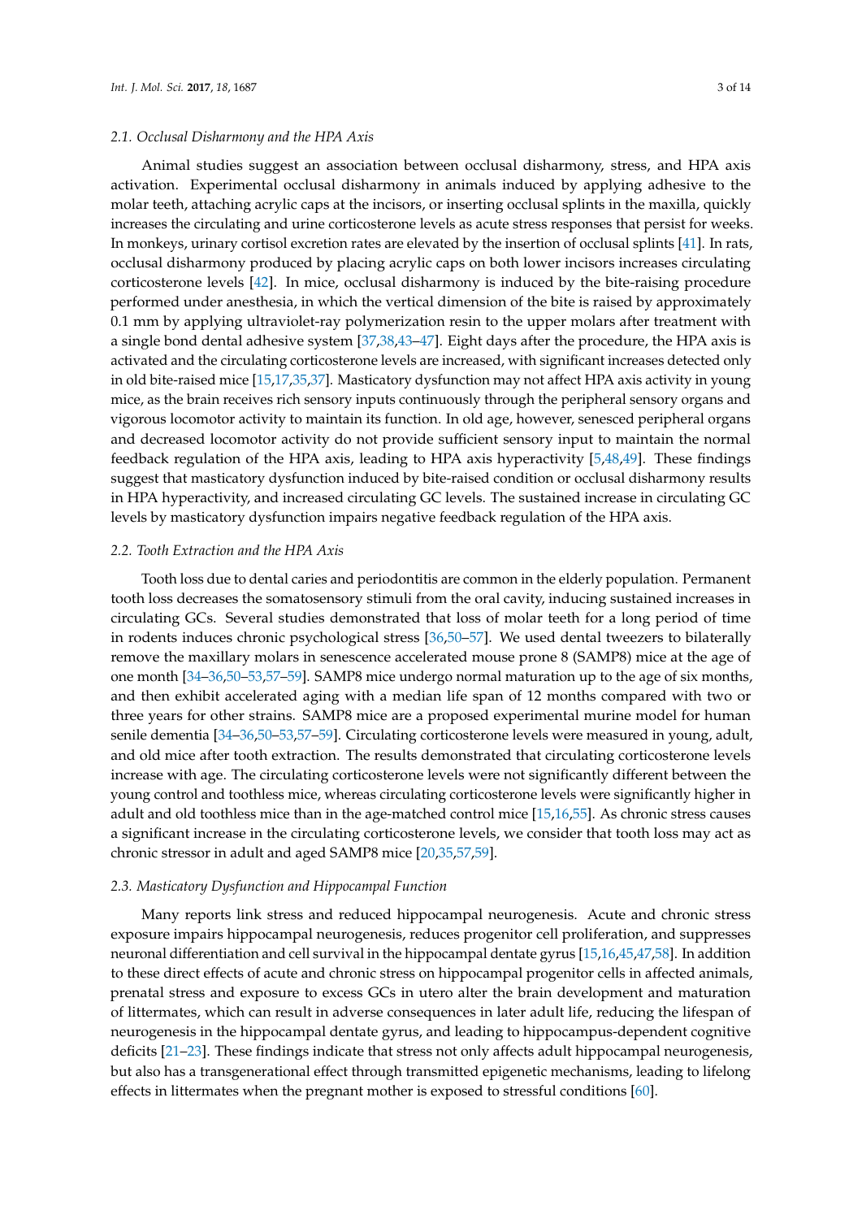### 2.1. Occlusal Disharmony and the HPA Axis

Animal studies suggest an association between occlusal disharmony, stress, and HPA axis activation. Experimental occlusal disharmony in animals induced by applying adhesive to the molar teeth, attaching acrylic caps at the incisors, or inserting occlusal splints in the maxilla, quickly increases the circulating and urine corticosterone levels as acute stress responses that persist for weeks. In monkeys, urinary cortisol excretion rates are elevated by the insertion of occlusal splints [41]. In rats, occlusal disharmony produced by placing acrylic caps on both lower incisors increases circulating corticosterone levels [42]. In mice, occlusal disharmony is induced by the bite-raising procedure performed under anesthesia, in which the vertical dimension of the bite is raised by approximately 0.1 mm by applying ultraviolet-ray polymerization resin to the upper molars after treatment with a single bond dental adhesive system [37,38,43–47]. Eight days after the procedure, the HPA axis is activated and the circulating corticosterone levels are increased, with significant increases detected only in old bite-raised mice [15,17,35,37]. Masticatory dysfunction may not affect HPA axis activity in young mice, as the brain receives rich sensory inputs continuously through the peripheral sensory organs and vigorous locomotor activity to maintain its function. In old age, however, senesced peripheral organs and decreased locomotor activity do not provide sufficient sensory input to maintain the normal feedback regulation of the HPA axis, leading to HPA axis hyperactivity [5,48,49]. These findings suggest that masticatory dysfunction induced by bite-raised condition or occlusal disharmony results in HPA hyperactivity, and increased circulating GC levels. The sustained increase in circulating GC levels by masticatory dysfunction impairs negative feedback regulation of the HPA axis.

### 2.2. Tooth Extraction and the HPA Axis

Tooth loss due to dental caries and periodontitis are common in the elderly population. Permanent tooth loss decreases the somatosensory stimuli from the oral cavity, inducing sustained increases in circulating GCs. Several studies demonstrated that loss of molar teeth for a long period of time in rodents induces chronic psychological stress [36,50–57]. We used dental tweezers to bilaterally remove the maxillary molars in senescence accelerated mouse prone 8 (SAMP8) mice at the age of one month [34–36,50–53,57–59]. SAMP8 mice undergo normal maturation up to the age of six months, and then exhibit accelerated aging with a median life span of 12 months compared with two or three years for other strains. SAMP8 mice are a proposed experimental murine model for human senile dementia [34–36,50–53,57–59]. Circulating corticosterone levels were measured in young, adult, and old mice after tooth extraction. The results demonstrated that circulating corticosterone levels increase with age. The circulating corticosterone levels were not significantly different between the young control and toothless mice, whereas circulating corticosterone levels were significantly higher in adult and old toothless mice than in the age-matched control mice [15,16,55]. As chronic stress causes a significant increase in the circulating corticosterone levels, we consider that tooth loss may act as chronic stressor in adult and aged SAMP8 mice [20,35,57,59].

### 2.3. Masticatory Dysfunction and Hippocampal Function

Many reports link stress and reduced hippocampal neurogenesis. Acute and chronic stress exposure impairs hippocampal neurogenesis, reduces progenitor cell proliferation, and suppresses neuronal differentiation and cell survival in the hippocampal dentate gyrus [15,16,45,47,58]. In addition to these direct effects of acute and chronic stress on hippocampal progenitor cells in affected animals, prenatal stress and exposure to excess GCs in utero alter the brain development and maturation of littermates, which can result in adverse consequences in later adult life, reducing the lifespan of neurogenesis in the hippocampal dentate gyrus, and leading to hippocampus-dependent cognitive deficits [21–23]. These findings indicate that stress not only affects adult hippocampal neurogenesis, but also has a transgenerational effect through transmitted epigenetic mechanisms, leading to lifelong effects in littermates when the pregnant mother is exposed to stressful conditions [60].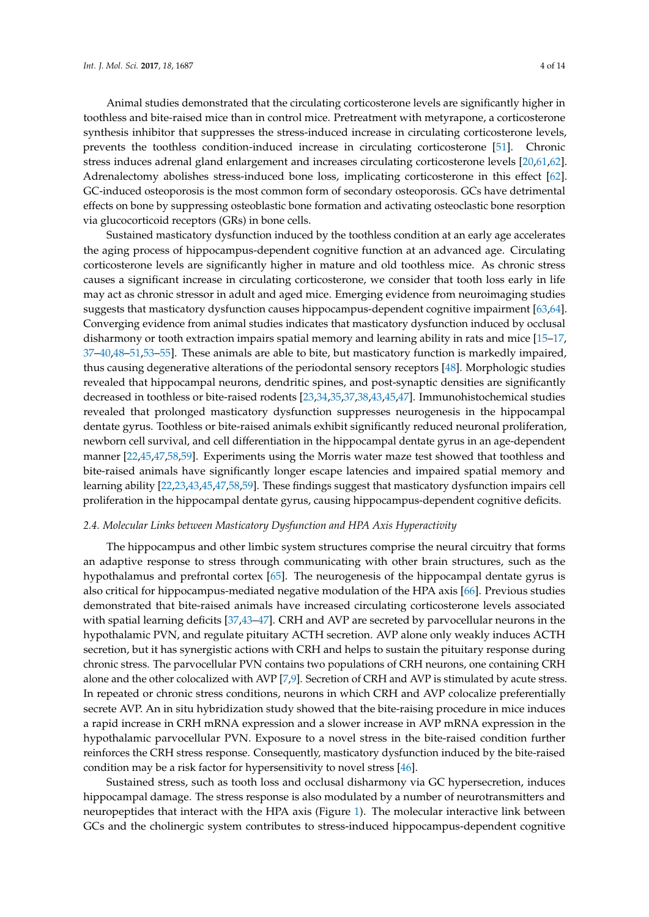Animal studies demonstrated that the circulating corticosterone levels are significantly higher in toothless and bite-raised mice than in control mice. Pretreatment with metyrapone, a corticosterone synthesis inhibitor that suppresses the stress-induced increase in circulating corticosterone levels, prevents the toothless condition-induced increase in circulating corticosterone [51]. Chronic stress induces adrenal gland enlargement and increases circulating corticosterone levels [20,61,62]. Adrenalectomy abolishes stress-induced bone loss, implicating corticosterone in this effect [62]. GC-induced osteoporosis is the most common form of secondary osteoporosis. GCs have detrimental effects on bone by suppressing osteoblastic bone formation and activating osteoclastic bone resorption via glucocorticoid receptors (GRs) in bone cells.

Sustained masticatory dysfunction induced by the toothless condition at an early age accelerates the aging process of hippocampus-dependent cognitive function at an advanced age. Circulating corticosterone levels are significantly higher in mature and old toothless mice. As chronic stress causes a significant increase in circulating corticosterone, we consider that tooth loss early in life may act as chronic stressor in adult and aged mice. Emerging evidence from neuroimaging studies suggests that masticatory dysfunction causes hippocampus-dependent cognitive impairment [63,64]. Converging evidence from animal studies indicates that masticatory dysfunction induced by occlusal disharmony or tooth extraction impairs spatial memory and learning ability in rats and mice [15–17,37–40,48–51,53–55]. These animals are able to bite, but masticatory function is markedly impaired, thus causing degenerative alterations of the periodontal sensory receptors [48]. Morphologic studies revealed that hippocampal neurons, dendritic spines, and post-synaptic densities are significantly decreased in toothless or bite-raised rodents [23,34,35,37,38,43,45,47]. Immunohistochemical studies revealed that prolonged masticatory dysfunction suppresses neurogenesis in the hippocampal dentate gyrus. Toothless or bite-raised animals exhibit significantly reduced neuronal proliferation, newborn cell survival, and cell differentiation in the hippocampal dentate gyrus in an age-dependent manner [22,45,47,58,59]. Experiments using the Morris water maze test showed that toothless and bite-raised animals have significantly longer escape latencies and impaired spatial memory and learning ability [22,23,43,45,47,58,59]. These findings suggest that masticatory dysfunction impairs cell proliferation in the hippocampal dentate gyrus, causing hippocampus-dependent cognitive deficits.

### *2.4. Molecular Links between Masticatory Dysfunction and HPA Axis Hyperactivity*

The hippocampus and other limbic system structures comprise the neural circuitry that forms an adaptive response to stress through communicating with other brain structures, such as the hypothalamus and prefrontal cortex [65]. The neurogenesis of the hippocampal dentate gyrus is also critical for hippocampus-mediated negative modulation of the HPA axis [66]. Previous studies demonstrated that bite-raised animals have increased circulating corticosterone levels associated with spatial learning deficits [37,43–47]. CRH and AVP are secreted by parvocellular neurons in the hypothalamic PVN, and regulate pituitary ACTH secretion. AVP alone only weakly induces ACTH secretion, but it has synergistic actions with CRH and helps to sustain the pituitary response during chronic stress. The parvocellular PVN contains two populations of CRH neurons, one containing CRH alone and the other colocalized with AVP [7,9]. Secretion of CRH and AVP is stimulated by acute stress. In repeated or chronic stress conditions, neurons in which CRH and AVP colocalize preferentially secrete AVP. An in situ hybridization study showed that the bite-raising procedure in mice induces a rapid increase in CRH mRNA expression and a slower increase in AVP mRNA expression in the hypothalamic parvocellular PVN. Exposure to a novel stress in the bite-raised condition further reinforces the CRH stress response. Consequently, masticatory dysfunction induced by the bite-raised condition may be a risk factor for hypersensitivity to novel stress [46].

Sustained stress, such as tooth loss and occlusal disharmony via GC hypersecretion, induces hippocampal damage. The stress response is also modulated by a number of neurotransmitters and neuropeptides that interact with the HPA axis (Figure 1). The molecular interactive link between GCs and the cholinergic system contributes to stress-induced hippocampus-dependent cognitive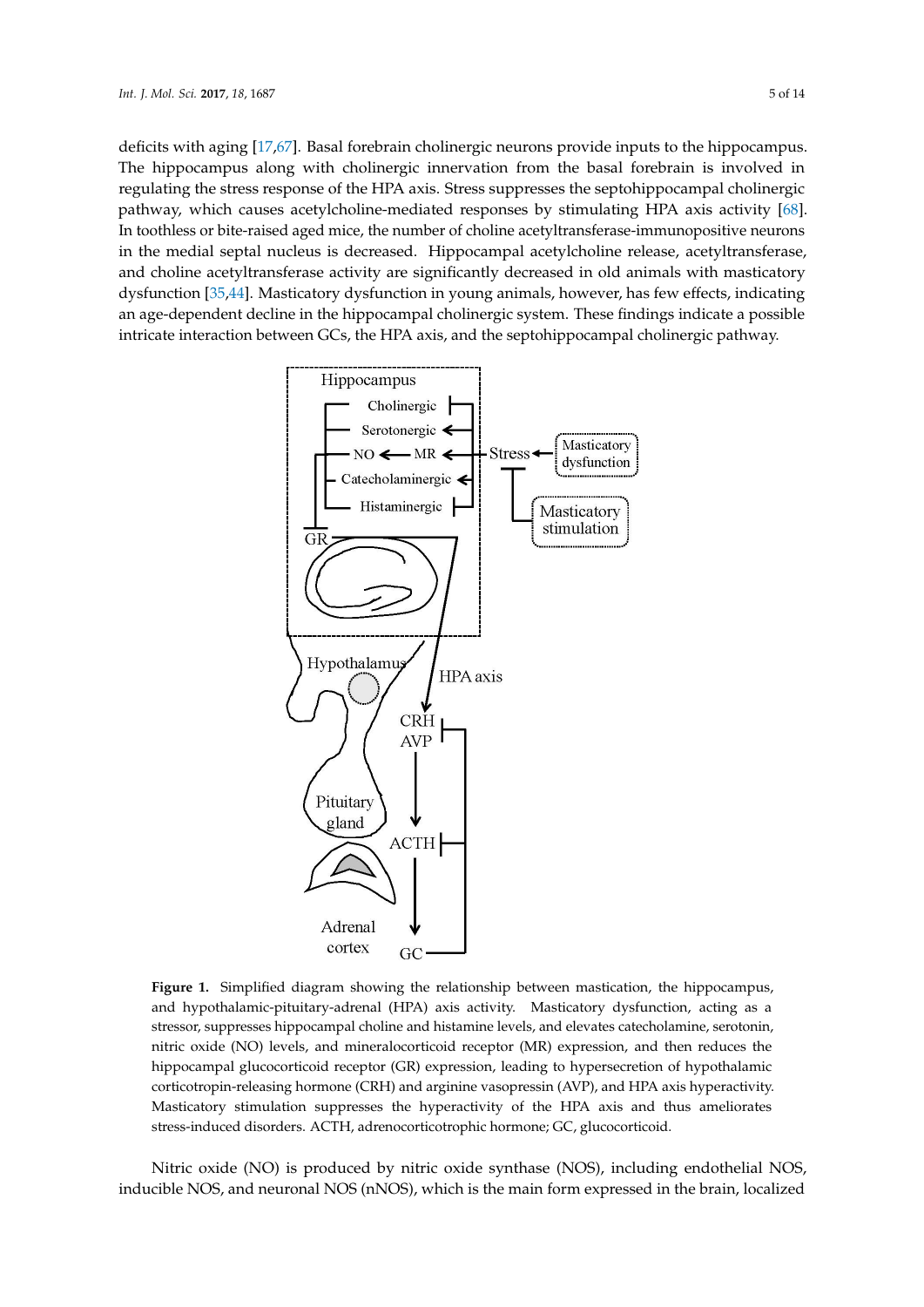deficits with aging [17,67]. Basal forebrain cholinergic neurons provide inputs to the hippocampus. The hippocampus along with cholinergic innervation from the basal forebrain is involved in regulating the stress response of the HPA axis. Stress suppresses the septohippocampal cholinergic pathway, which causes acetylcholine-mediated responses by stimulating HPA axis activity [68]. In toothless or bite-raised aged mice, the number of choline acetyltransferase-immunopositive neurons in the medial septal nucleus is decreased. Hippocampal acetylcholine release, acetyltransferase, and choline acetyltransferase activity are significantly decreased in old animals with masticatory dysfunction [35,44]. Masticatory dysfunction in young animals, however, has few effects, indicating an age-dependent decline in the hippocampal cholinergic system. These findings indicate a possible intricate interaction between GCs, the HPA axis, and the septohippocampal cholinergic pathway.

**Figure 1.** Simplified diagram showing the relationship between mastication, the hippocampus, and hypothalamic-pituitary-adrenal (HPA) axis activity. Masticatory dysfunction, acting as a stressor, suppresses hippocampal choline and histamine levels, and elevates catecholamine, serotonin, nitric oxide (NO) levels, and mineralocorticoid receptor (MR) expression, and then reduces the hippocampal glucocorticoid receptor (GR) expression, leading to hypersecretion of hypothalamic corticotropin-releasing hormone (CRH) and arginine vasopressin (AVP), and HPA axis hyperactivity. Masticatory stimulation suppresses the hyperactivity of the HPA axis and thus ameliorates stress-induced disorders. ACTH, adrenocorticotrophic hormone; GC, glucocorticoid.

Nitric oxide (NO) is produced by nitric oxide synthase (NOS), including endothelial NOS, inducible NOS, and neuronal NOS (nNOS), which is the main form expressed in the brain, localized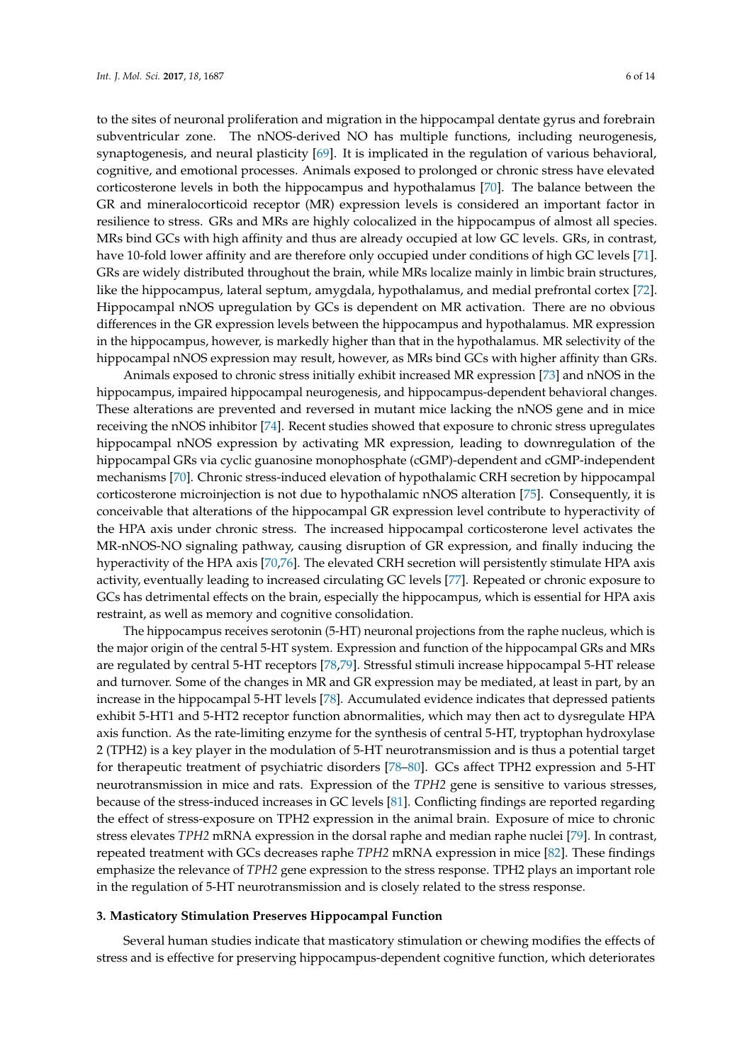to the sites of neuronal proliferation and migration in the hippocampal dentate gyrus and forebrain subventricular zone. The nNOS-derived NO has multiple functions, including neurogenesis, synaptogenesis, and neural plasticity [69]. It is implicated in the regulation of various behavioral, cognitive, and emotional processes. Animals exposed to prolonged or chronic stress have elevated corticosterone levels in both the hippocampus and hypothalamus [70]. The balance between the GR and mineralocorticoid receptor (MR) expression levels is considered an important factor in resilience to stress. GRs and MRs are highly colocalized in the hippocampus of almost all species. MRs bind GCs with high affinity and thus are already occupied at low GC levels. GRs, in contrast, have 10-fold lower affinity and are therefore only occupied under conditions of high GC levels [71]. GRs are widely distributed throughout the brain, while MRs localize mainly in limbic brain structures, like the hippocampus, lateral septum, amygdala, hypothalamus, and medial prefrontal cortex [72]. Hippocampal nNOS upregulation by GCs is dependent on MR activation. There are no obvious differences in the GR expression levels between the hippocampus and hypothalamus. MR expression in the hippocampus, however, is markedly higher than that in the hypothalamus. MR selectivity of the hippocampal nNOS expression may result, however, as MRs bind GCs with higher affinity than GRs.

Animals exposed to chronic stress initially exhibit increased MR expression [73] and nNOS in the hippocampus, impaired hippocampal neurogenesis, and hippocampus-dependent behavioral changes. These alterations are prevented and reversed in mutant mice lacking the nNOS gene and in mice receiving the nNOS inhibitor [74]. Recent studies showed that exposure to chronic stress upregulates hippocampal nNOS expression by activating MR expression, leading to downregulation of the hippocampal GRs via cyclic guanosine monophosphate (cGMP)-dependent and cGMP-independent mechanisms [70]. Chronic stress-induced elevation of hypothalamic CRH secretion by hippocampal corticosterone microinjection is not due to hypothalamic nNOS alteration [75]. Consequently, it is conceivable that alterations of the hippocampal GR expression level contribute to hyperactivity of the HPA axis under chronic stress. The increased hippocampal corticosterone level activates the MR-nNOS-NO signaling pathway, causing disruption of GR expression, and finally inducing the hyperactivity of the HPA axis [70,76]. The elevated CRH secretion will persistently stimulate HPA axis activity, eventually leading to increased circulating GC levels [77]. Repeated or chronic exposure to GCs has detrimental effects on the brain, especially the hippocampus, which is essential for HPA axis restraint, as well as memory and cognitive consolidation.

The hippocampus receives serotonin (5-HT) neuronal projections from the raphe nucleus, which is the major origin of the central 5-HT system. Expression and function of the hippocampal GRs and MRs are regulated by central 5-HT receptors [78,79]. Stressful stimuli increase hippocampal 5-HT release and turnover. Some of the changes in MR and GR expression may be mediated, at least in part, by an increase in the hippocampal 5-HT levels [78]. Accumulated evidence indicates that depressed patients exhibit 5-HT1 and 5-HT2 receptor function abnormalities, which may then act to dysregulate HPA axis function. As the rate-limiting enzyme for the synthesis of central 5-HT, tryptophan hydroxylase 2 (TPH2) is a key player in the modulation of 5-HT neurotransmission and is thus a potential target for therapeutic treatment of psychiatric disorders [78–80]. GCs affect TPH2 expression and 5-HT neurotransmission in mice and rats. Expression of the *TPH2* gene is sensitive to various stresses, because of the stress-induced increases in GC levels [81]. Conflicting findings are reported regarding the effect of stress-exposure on TPH2 expression in the animal brain. Exposure of mice to chronic stress elevates *TPH2* mRNA expression in the dorsal raphe and median raphe nuclei [79]. In contrast, repeated treatment with GCs decreases raphe *TPH2* mRNA expression in mice [82]. These findings emphasize the relevance of *TPH2* gene expression to the stress response. TPH2 plays an important role in the regulation of 5-HT neurotransmission and is closely related to the stress response.

## 3. Masticatory Stimulation Preserves Hippocampal Function

Several human studies indicate that masticatory stimulation or chewing modifies the effects of stress and is effective for preserving hippocampus-dependent cognitive function, which deteriorates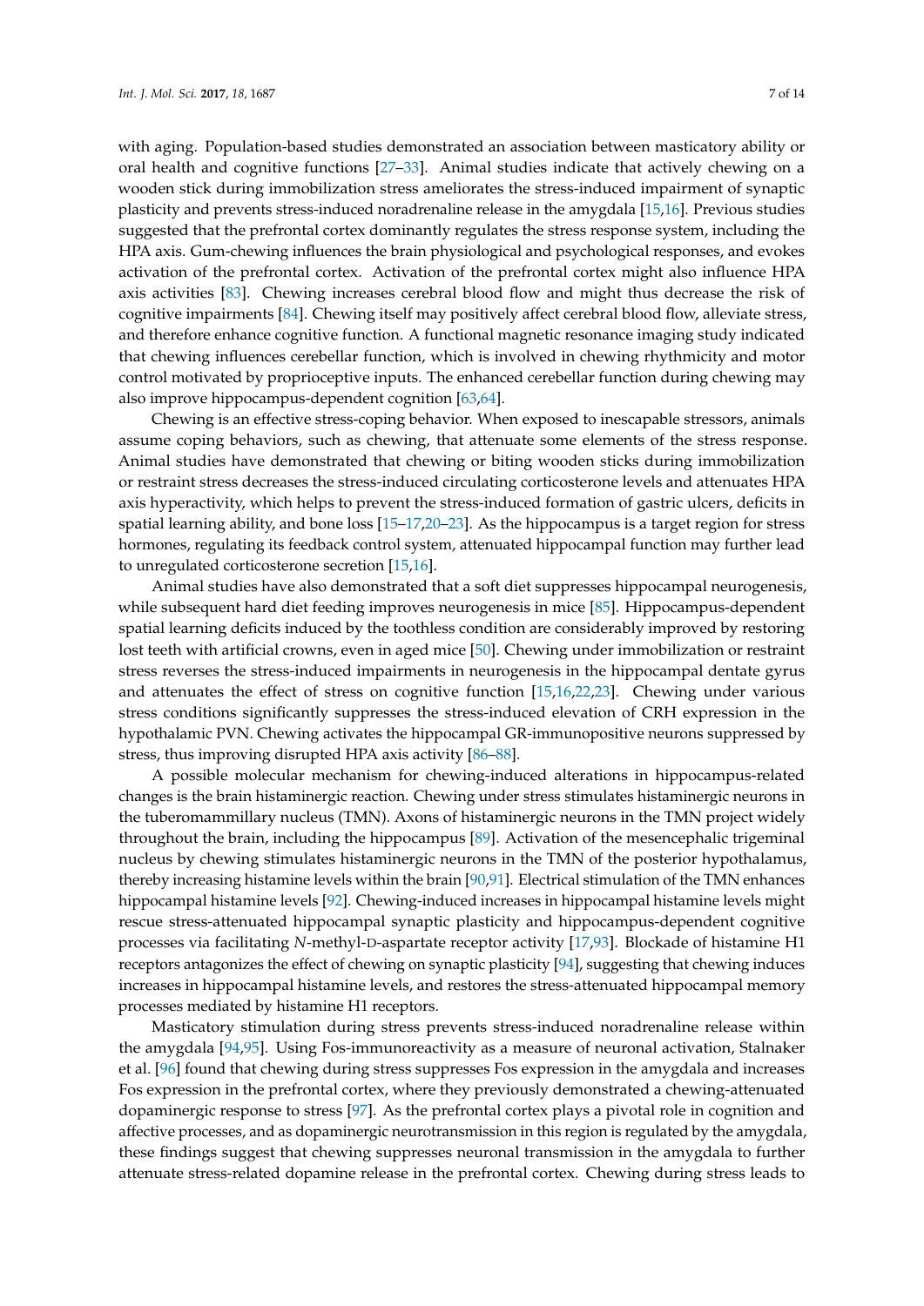with aging. Population-based studies demonstrated an association between masticatory ability or oral health and cognitive functions [27–33]. Animal studies indicate that actively chewing on a wooden stick during immobilization stress ameliorates the stress-induced impairment of synaptic plasticity and prevents stress-induced noradrenaline release in the amygdala [15,16]. Previous studies suggested that the prefrontal cortex dominantly regulates the stress response system, including the HPA axis. Gum-chewing influences the brain physiological and psychological responses, and evokes activation of the prefrontal cortex. Activation of the prefrontal cortex might also influence HPA axis activities [83]. Chewing increases cerebral blood flow and might thus decrease the risk of cognitive impairments [84]. Chewing itself may positively affect cerebral blood flow, alleviate stress, and therefore enhance cognitive function. A functional magnetic resonance imaging study indicated that chewing influences cerebellar function, which is involved in chewing rhythmicity and motor control motivated by proprioceptive inputs. The enhanced cerebellar function during chewing may also improve hippocampus-dependent cognition [63,64].

Chewing is an effective stress-coping behavior. When exposed to inescapable stressors, animals assume coping behaviors, such as chewing, that attenuate some elements of the stress response. Animal studies have demonstrated that chewing or biting wooden sticks during immobilization or restraint stress decreases the stress-induced circulating corticosterone levels and attenuates HPA axis hyperactivity, which helps to prevent the stress-induced formation of gastric ulcers, deficits in spatial learning ability, and bone loss [15–17,20–23]. As the hippocampus is a target region for stress hormones, regulating its feedback control system, attenuated hippocampal function may further lead to unregulated corticosterone secretion [15,16].

Animal studies have also demonstrated that a soft diet suppresses hippocampal neurogenesis, while subsequent hard diet feeding improves neurogenesis in mice [85]. Hippocampus-dependent spatial learning deficits induced by the toothless condition are considerably improved by restoring lost teeth with artificial crowns, even in aged mice [50]. Chewing under immobilization or restraint stress reverses the stress-induced impairments in neurogenesis in the hippocampal dentate gyrus and attenuates the effect of stress on cognitive function [15,16,22,23]. Chewing under various stress conditions significantly suppresses the stress-induced elevation of CRH expression in the hypothalamic PVN. Chewing activates the hippocampal GR-immunopositive neurons suppressed by stress, thus improving disrupted HPA axis activity [86–88].

A possible molecular mechanism for chewing-induced alterations in hippocampus-related changes is the brain histaminergic reaction. Chewing under stress stimulates histaminergic neurons in the tuberomammillary nucleus (TMN). Axons of histaminergic neurons in the TMN project widely throughout the brain, including the hippocampus [89]. Activation of the mesencephalic trigeminal nucleus by chewing stimulates histaminergic neurons in the TMN of the posterior hypothalamus, thereby increasing histamine levels within the brain [90,91]. Electrical stimulation of the TMN enhances hippocampal histamine levels [92]. Chewing-induced increases in hippocampal histamine levels might rescue stress-attenuated hippocampal synaptic plasticity and hippocampus-dependent cognitive processes via facilitating *N*-methyl-D-aspartate receptor activity [17,93]. Blockade of histamine H1 receptors antagonizes the effect of chewing on synaptic plasticity [94], suggesting that chewing induces increases in hippocampal histamine levels, and restores the stress-attenuated hippocampal memory processes mediated by histamine H1 receptors.

Masticatory stimulation during stress prevents stress-induced noradrenaline release within the amygdala [94,95]. Using Fos-immunoreactivity as a measure of neuronal activation, Stalnaker et al. [96] found that chewing during stress suppresses Fos expression in the amygdala and increases Fos expression in the prefrontal cortex, where they previously demonstrated a chewing-attenuated dopaminergic response to stress [97]. As the prefrontal cortex plays a pivotal role in cognition and affective processes, and as dopaminergic neurotransmission in this region is regulated by the amygdala, these findings suggest that chewing suppresses neuronal transmission in the amygdala to further attenuate stress-related dopamine release in the prefrontal cortex. Chewing during stress leads to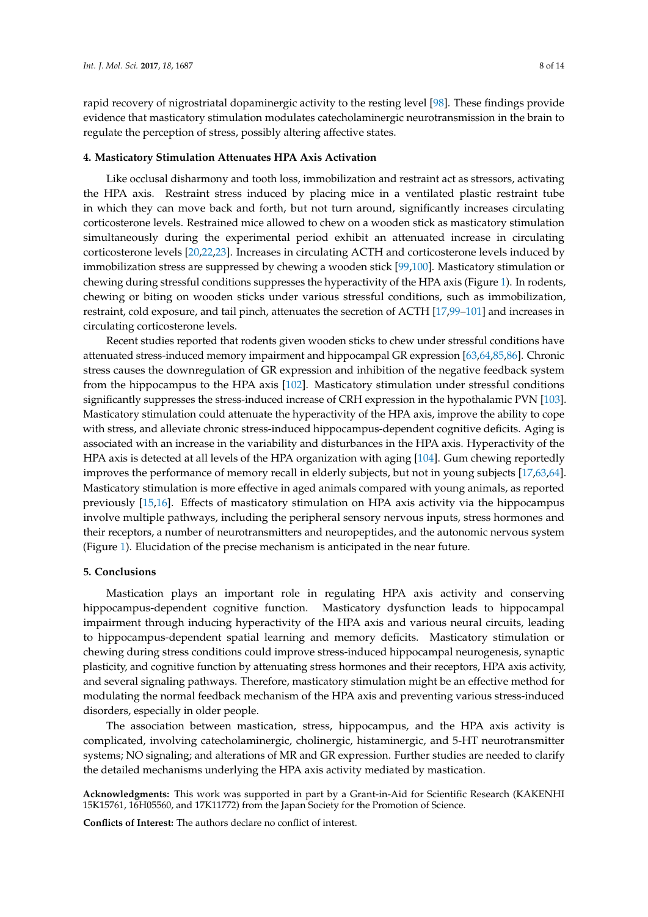rapid recovery of nigrostriatal dopaminergic activity to the resting level [98]. These findings provide evidence that masticatory stimulation modulates catecholaminergic neurotransmission in the brain to regulate the perception of stress, possibly altering affective states.

## 4. Masticatory Stimulation Attenuates HPA Axis Activation

Like occlusal disharmony and tooth loss, immobilization and restraint act as stressors, activating the HPA axis. Restraint stress induced by placing mice in a ventilated plastic restraint tube in which they can move back and forth, but not turn around, significantly increases circulating corticosterone levels. Restrained mice allowed to chew on a wooden stick as masticatory stimulation simultaneously during the experimental period exhibit an attenuated increase in circulating corticosterone levels [20,22,23]. Increases in circulating ACTH and corticosterone levels induced by immobilization stress are suppressed by chewing a wooden stick [99,100]. Masticatory stimulation or chewing during stressful conditions suppresses the hyperactivity of the HPA axis (Figure 1). In rodents, chewing or biting on wooden sticks under various stressful conditions, such as immobilization, restraint, cold exposure, and tail pinch, attenuates the secretion of ACTH [17,99–101] and increases in circulating corticosterone levels.

Recent studies reported that rodents given wooden sticks to chew under stressful conditions have attenuated stress-induced memory impairment and hippocampal GR expression [63,64,85,86]. Chronic stress causes the downregulation of GR expression and inhibition of the negative feedback system from the hippocampus to the HPA axis [102]. Masticatory stimulation under stressful conditions significantly suppresses the stress-induced increase of CRH expression in the hypothalamic PVN [103]. Masticatory stimulation could attenuate the hyperactivity of the HPA axis, improve the ability to cope with stress, and alleviate chronic stress-induced hippocampus-dependent cognitive deficits. Aging is associated with an increase in the variability and disturbances in the HPA axis. Hyperactivity of the HPA axis is detected at all levels of the HPA organization with aging [104]. Gum chewing reportedly improves the performance of memory recall in elderly subjects, but not in young subjects [17,63,64]. Masticatory stimulation is more effective in aged animals compared with young animals, as reported previously [15,16]. Effects of masticatory stimulation on HPA axis activity via the hippocampus involve multiple pathways, including the peripheral sensory nervous inputs, stress hormones and their receptors, a number of neurotransmitters and neuropeptides, and the autonomic nervous system (Figure 1). Elucidation of the precise mechanism is anticipated in the near future.

## 5. Conclusions

Mastication plays an important role in regulating HPA axis activity and conserving hippocampus-dependent cognitive function. Masticatory dysfunction leads to hippocampal impairment through inducing hyperactivity of the HPA axis and various neural circuits, leading to hippocampus-dependent spatial learning and memory deficits. Masticatory stimulation or chewing during stress conditions could improve stress-induced hippocampal neurogenesis, synaptic plasticity, and cognitive function by attenuating stress hormones and their receptors, HPA axis activity, and several signaling pathways. Therefore, masticatory stimulation might be an effective method for modulating the normal feedback mechanism of the HPA axis and preventing various stress-induced disorders, especially in older people.

The association between mastication, stress, hippocampus, and the HPA axis activity is complicated, involving catecholaminergic, cholinergic, histaminergic, and 5-HT neurotransmitter systems; NO signaling; and alterations of MR and GR expression. Further studies are needed to clarify the detailed mechanisms underlying the HPA axis activity mediated by mastication.

**Acknowledgments:** This work was supported in part by a Grant-in-Aid for Scientific Research (KAKENHI 15K15761, 16H05560, and 17K11772) from the Japan Society for the Promotion of Science.

**Conflicts of Interest:** The authors declare no conflict of interest.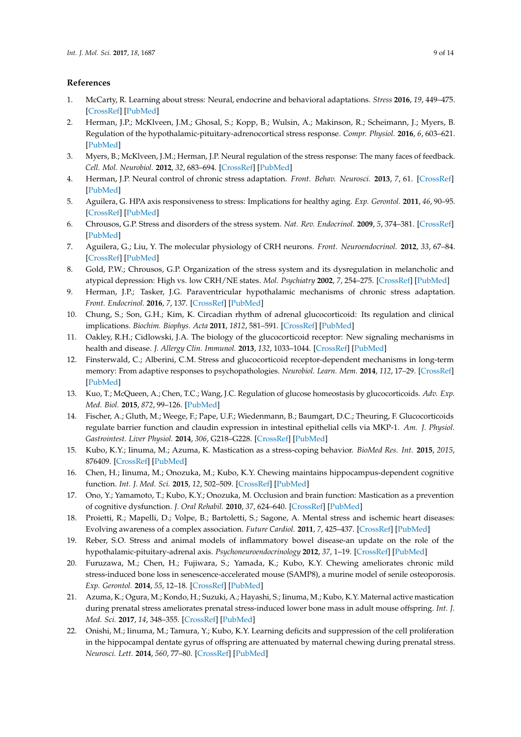## References

1. McCarty, R. Learning about stress: Neural, endocrine and behavioral adaptations. *Stress* **2016**, *19*, 449–475. [CrossRef] [PubMed]
2. Herman, J.P.; McKlveen, J.M.; Ghosal, S.; Kopp, B.; Wulsin, A.; Makinson, R.; Scheimann, J.; Myers, B. Regulation of the hypothalamic-pituitary-adrenocortical stress response. *Compr. Physiol.* **2016**, *6*, 603–621. [PubMed]
3. Myers, B.; McKlveen, J.M.; Herman, J.P. Neural regulation of the stress response: The many faces of feedback. *Cell. Mol. Neurobiol.* **2012**, *32*, 683–694. [CrossRef] [PubMed]
4. Herman, J.P. Neural control of chronic stress adaptation. *Front. Behav. Neurosci.* **2013**, *7*, 61. [CrossRef] [PubMed]
5. Aguilera, G. HPA axis responsiveness to stress: Implications for healthy aging. *Exp. Gerontol.* **2011**, *46*, 90–95. [CrossRef] [PubMed]
6. Chrousos, G.P. Stress and disorders of the stress system. *Nat. Rev. Endocrinol.* **2009**, *5*, 374–381. [CrossRef] [PubMed]
7. Aguilera, G.; Liu, Y. The molecular physiology of CRH neurons. *Front. Neuroendocrinol.* **2012**, *33*, 67–84. [CrossRef] [PubMed]
8. Gold, P.W.; Chrousos, G.P. Organization of the stress system and its dysregulation in melancholic and atypical depression: High vs. low CRH/NE states. *Mol. Psychiatry* **2002**, *7*, 254–275. [CrossRef] [PubMed]
9. Herman, J.P.; Tasker, J.G. Paraventricular hypothalamic mechanisms of chronic stress adaptation. *Front. Endocrinol.* **2016**, *7*, 137. [CrossRef] [PubMed]
10. Chung, S.; Son, G.H.; Kim, K. Circadian rhythm of adrenal glucocorticoid: Its regulation and clinical implications. *Biochim. Biophys. Acta* **2011**, *1812*, 581–591. [CrossRef] [PubMed]
11. Oakley, R.H.; Cidlowski, J.A. The biology of the glucocorticoid receptor: New signaling mechanisms in health and disease. *J. Allergy Clin. Immunol.* **2013**, *132*, 1033–1044. [CrossRef] [PubMed]
12. Finsterwald, C.; Alberini, C.M. Stress and glucocorticoid receptor-dependent mechanisms in long-term memory: From adaptive responses to psychopathologies. *Neurobiol. Learn. Mem.* **2014**, *112*, 17–29. [CrossRef] [PubMed]
13. Kuo, T.; McQueen, A.; Chen, T.C.; Wang, J.C. Regulation of glucose homeostasis by glucocorticoids. *Adv. Exp. Med. Biol.* **2015**, *872*, 99–126. [PubMed]
14. Fischer, A.; Gluth, M.; Weege, F.; Pape, U.F.; Wiedenmann, B.; Baumgart, D.C.; Theuring, F. Glucocorticoids regulate barrier function and claudin expression in intestinal epithelial cells via MKP-1. *Am. J. Physiol. Gastrointest. Liver Physiol.* **2014**, *306*, G218–G228. [CrossRef] [PubMed]
15. Kubo, K.Y.; Iinuma, M.; Azuma, K. Mastication as a stress-coping behavior. *BioMed Res. Int.* **2015**, *2015*, 876409. [CrossRef] [PubMed]
16. Chen, H.; Iinuma, M.; Onozuka, M.; Kubo, K.Y. Chewing maintains hippocampus-dependent cognitive function. *Int. J. Med. Sci.* **2015**, *12*, 502–509. [CrossRef] [PubMed]
17. Ono, Y.; Yamamoto, T.; Kubo, K.Y.; Onozuka, M. Occlusion and brain function: Mastication as a prevention of cognitive dysfunction. *J. Oral Rehabil.* **2010**, *37*, 624–640. [CrossRef] [PubMed]
18. Proietti, R.; Mapelli, D.; Volpe, B.; Bartoletti, S.; Sagone, A. Mental stress and ischemic heart diseases: Evolving awareness of a complex association. *Future Cardiol.* **2011**, *7*, 425–437. [CrossRef] [PubMed]
19. Reber, S.O. Stress and animal models of inflammatory bowel disease-an update on the role of the hypothalamic-pituitary-adrenal axis. *Psychoneuroendocrinology* **2012**, *37*, 1–19. [CrossRef] [PubMed]
20. Furuzawa, M.; Chen, H.; Fujiwara, S.; Yamada, K.; Kubo, K.Y. Chewing ameliorates chronic mild stress-induced bone loss in senescence-accelerated mouse (SAMP8), a murine model of senile osteoporosis. *Exp. Gerontol.* **2014**, *55*, 12–18. [CrossRef] [PubMed]
21. Azuma, K.; Ogura, M.; Kondo, H.; Suzuki, A.; Hayashi, S.; Iinuma, M.; Kubo, K.Y. Maternal active mastication during prenatal stress ameliorates prenatal stress-induced lower bone mass in adult mouse offspring. *Int. J. Med. Sci.* **2017**, *14*, 348–355. [CrossRef] [PubMed]
22. Onishi, M.; Iinuma, M.; Tamura, Y.; Kubo, K.Y. Learning deficits and suppression of the cell proliferation in the hippocampal dentate gyrus of offspring are attenuated by maternal chewing during prenatal stress. *Neurosci. Lett.* **2014**, *560*, 77–80. [CrossRef] [PubMed]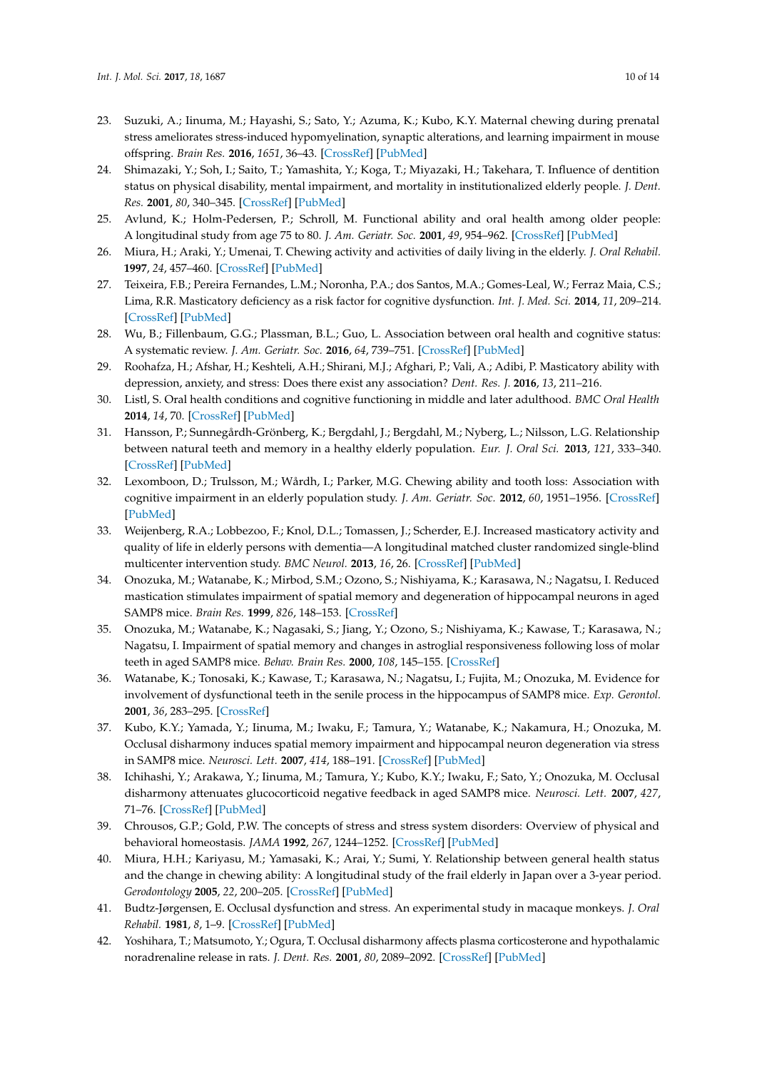23. Suzuki, A.; Iinuma, M.; Hayashi, S.; Sato, Y.; Azuma, K.; Kubo, K.Y. Maternal chewing during prenatal stress ameliorates stress-induced hypomyelination, synaptic alterations, and learning impairment in mouse offspring. *Brain Res.* **2016**, *1651*, 36–43. [CrossRef] [PubMed]
24. Shimazaki, Y.; Soh, I.; Saito, T.; Yamashita, Y.; Koga, T.; Miyazaki, H.; Takehara, T. Influence of dentition status on physical disability, mental impairment, and mortality in institutionalized elderly people. *J. Dent. Res.* **2001**, *80*, 340–345. [CrossRef] [PubMed]
25. Avlund, K.; Holm-Pedersen, P.; Schroll, M. Functional ability and oral health among older people: A longitudinal study from age 75 to 80. *J. Am. Geriatr. Soc.* **2001**, *49*, 954–962. [CrossRef] [PubMed]
26. Miura, H.; Araki, Y.; Umenai, T. Chewing activity and activities of daily living in the elderly. *J. Oral Rehabil.* **1997**, *24*, 457–460. [CrossRef] [PubMed]
27. Teixeira, F.B.; Pereira Fernandes, L.M.; Noronha, P.A.; dos Santos, M.A.; Gomes-Leal, W.; Ferraz Maia, C.S.; Lima, R.R. Masticatory deficiency as a risk factor for cognitive dysfunction. *Int. J. Med. Sci.* **2014**, *11*, 209–214. [CrossRef] [PubMed]
28. Wu, B.; Fillenbaum, G.G.; Plassman, B.L.; Guo, L. Association between oral health and cognitive status: A systematic review. *J. Am. Geriatr. Soc.* **2016**, *64*, 739–751. [CrossRef] [PubMed]
29. Roohafza, H.; Afshar, H.; Keshteli, A.H.; Shirani, M.J.; Afghari, P.; Vali, A.; Adibi, P. Masticatory ability with depression, anxiety, and stress: Does there exist any association? *Dent. Res. J.* **2016**, *13*, 211–216.
30. Listl, S. Oral health conditions and cognitive functioning in middle and later adulthood. *BMC Oral Health* **2014**, *14*, 70. [CrossRef] [PubMed]
31. Hansson, P.; Sunnegårdh-Grönberg, K.; Bergdahl, J.; Bergdahl, M.; Nyberg, L.; Nilsson, L.G. Relationship between natural teeth and memory in a healthy elderly population. *Eur. J. Oral Sci.* **2013**, *121*, 333–340. [CrossRef] [PubMed]
32. Lexomboon, D.; Trulsson, M.; Wårdh, I.; Parker, M.G. Chewing ability and tooth loss: Association with cognitive impairment in an elderly population study. *J. Am. Geriatr. Soc.* **2012**, *60*, 1951–1956. [CrossRef] [PubMed]
33. Weijenberg, R.A.; Lobbezoo, F.; Knol, D.L.; Tomassen, J.; Scherder, E.J. Increased masticatory activity and quality of life in elderly persons with dementia—A longitudinal matched cluster randomized single-blind multicenter intervention study. *BMC Neurol.* **2013**, *16*, 26. [CrossRef] [PubMed]
34. Onozuka, M.; Watanabe, K.; Mirbod, S.M.; Ozono, S.; Nishiyama, K.; Karasawa, N.; Nagatsu, I. Reduced mastication stimulates impairment of spatial memory and degeneration of hippocampal neurons in aged SAMP8 mice. *Brain Res.* **1999**, *826*, 148–153. [CrossRef]
35. Onozuka, M.; Watanabe, K.; Nagasaki, S.; Jiang, Y.; Ozono, S.; Nishiyama, K.; Kawase, T.; Karasawa, N.; Nagatsu, I. Impairment of spatial memory and changes in astroglial responsiveness following loss of molar teeth in aged SAMP8 mice. *Behav. Brain Res.* **2000**, *108*, 145–155. [CrossRef]
36. Watanabe, K.; Tonosaki, K.; Kawase, T.; Karasawa, N.; Nagatsu, I.; Fujita, M.; Onozuka, M. Evidence for involvement of dysfunctional teeth in the senile process in the hippocampus of SAMP8 mice. *Exp. Gerontol.* **2001**, *36*, 283–295. [CrossRef]
37. Kubo, K.Y.; Yamada, Y.; Iinuma, M.; Iwaku, F.; Tamura, Y.; Watanabe, K.; Nakamura, H.; Onozuka, M. Occlusal disharmony induces spatial memory impairment and hippocampal neuron degeneration via stress in SAMP8 mice. *Neurosci. Lett.* **2007**, *414*, 188–191. [CrossRef] [PubMed]
38. Ichihashi, Y.; Arakawa, Y.; Iinuma, M.; Tamura, Y.; Kubo, K.Y.; Iwaku, F.; Sato, Y.; Onozuka, M. Occlusal disharmony attenuates glucocorticoid negative feedback in aged SAMP8 mice. *Neurosci. Lett.* **2007**, *427*, 71–76. [CrossRef] [PubMed]
39. Chrousos, G.P.; Gold, P.W. The concepts of stress and stress system disorders: Overview of physical and behavioral homeostasis. *JAMA* **1992**, *267*, 1244–1252. [CrossRef] [PubMed]
40. Miura, H.H.; Kariyasu, M.; Yamasaki, K.; Arai, Y.; Sumi, Y. Relationship between general health status and the change in chewing ability: A longitudinal study of the frail elderly in Japan over a 3-year period. *Gerodontology* **2005**, *22*, 200–205. [CrossRef] [PubMed]
41. Budtz-Jørgensen, E. Occlusal dysfunction and stress. An experimental study in macaque monkeys. *J. Oral Rehabil.* **1981**, *8*, 1–9. [CrossRef] [PubMed]
42. Yoshihara, T.; Matsumoto, Y.; Ogura, T. Occlusal disharmony affects plasma corticosterone and hypothalamic noradrenaline release in rats. *J. Dent. Res.* **2001**, *80*, 2089–2092. [CrossRef] [PubMed]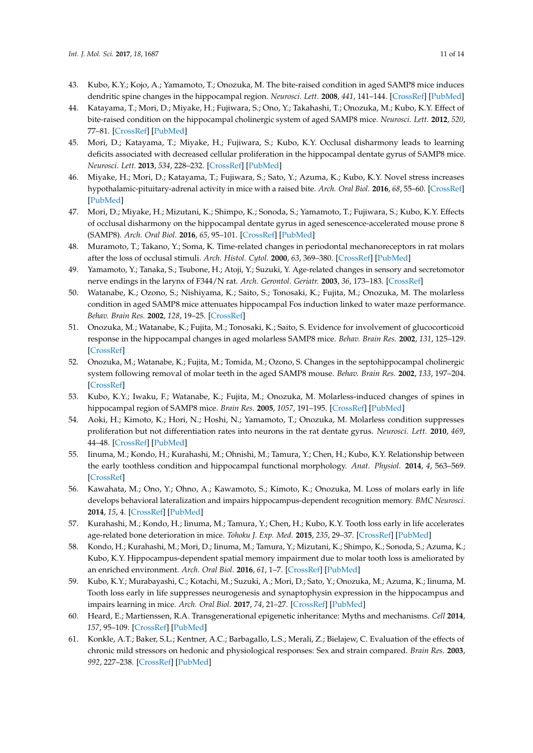43. Kubo, K.Y.; Kojo, A.; Yamamoto, T.; Onozuka, M. The bite-raised condition in aged SAMP8 mice induces dendritic spine changes in the hippocampal region. *Neurosci. Lett.* **2008**, *441*, 141–144. [CrossRef] [PubMed]
44. Katayama, T.; Mori, D.; Miyake, H.; Fujiwara, S.; Ono, Y.; Takahashi, T.; Onozuka, M.; Kubo, K.Y. Effect of bite-raised condition on the hippocampal cholinergic system of aged SAMP8 mice. *Neurosci. Lett.* **2012**, *520*, 77–81. [CrossRef] [PubMed]
45. Mori, D.; Katayama, T.; Miyake, H.; Fujiwara, S.; Kubo, K.Y. Occlusal disharmony leads to learning deficits associated with decreased cellular proliferation in the hippocampal dentate gyrus of SAMP8 mice. *Neurosci. Lett.* **2013**, *534*, 228–232. [CrossRef] [PubMed]
46. Miyake, H.; Mori, D.; Katayama, T.; Fujiwara, S.; Sato, Y.; Azuma, K.; Kubo, K.Y. Novel stress increases hypothalamic-pituitary-adrenal activity in mice with a raised bite. *Arch. Oral Biol.* **2016**, *68*, 55–60. [CrossRef] [PubMed]
47. Mori, D.; Miyake, H.; Mizutani, K.; Shimpo, K.; Sonoda, S.; Yamamoto, T.; Fujiwara, S.; Kubo, K.Y. Effects of occlusal disharmony on the hippocampal dentate gyrus in aged senescence-accelerated mouse prone 8 (SAMP8). *Arch. Oral Biol.* **2016**, *65*, 95–101. [CrossRef] [PubMed]
48. Muramoto, T.; Takano, Y.; Soma, K. Time-related changes in periodontal mechanoreceptors in rat molars after the loss of occlusal stimuli. *Arch. Histol. Cytol.* **2000**, *63*, 369–380. [CrossRef] [PubMed]
49. Yamamoto, Y.; Tanaka, S.; Tsubone, H.; Atoji, Y.; Suzuki, Y. Age-related changes in sensory and secretomotor nerve endings in the larynx of F344/N rat. *Arch. Gerontol. Geriatr.* **2003**, *36*, 173–183. [CrossRef]
50. Watanabe, K.; Ozono, S.; Nishiyama, K.; Saito, S.; Tonosaki, K.; Fujita, M.; Onozuka, M. The molarless condition in aged SAMP8 mice attenuates hippocampal Fos induction linked to water maze performance. *Behav. Brain Res.* **2002**, *128*, 19–25. [CrossRef]
51. Onozuka, M.; Watanabe, K.; Fujita, M.; Tonosaki, K.; Saito, S. Evidence for involvement of glucocorticoid response in the hippocampal changes in aged molarless SAMP8 mice. *Behav. Brain Res.* **2002**, *131*, 125–129. [CrossRef]
52. Onozuka, M.; Watanabe, K.; Fujita, M.; Tomida, M.; Ozono, S. Changes in the septohippocampal cholinergic system following removal of molar teeth in the aged SAMP8 mouse. *Behav. Brain Res.* **2002**, *133*, 197–204. [CrossRef]
53. Kubo, K.Y.; Iwaku, F.; Watanabe, K.; Fujita, M.; Onozuka, M. Molarless-induced changes of spines in hippocampal region of SAMP8 mice. *Brain Res.* **2005**, *1057*, 191–195. [CrossRef] [PubMed]
54. Aoki, H.; Kimoto, K.; Hori, N.; Hoshi, N.; Yamamoto, T.; Onozuka, M. Molarless condition suppresses proliferation but not differentiation rates into neurons in the rat dentate gyrus. *Neurosci. Lett.* **2010**, *469*, 44–48. [CrossRef] [PubMed]
55. Iinuma, M.; Kondo, H.; Kurahashi, M.; Ohnishi, M.; Tamura, Y.; Chen, H.; Kubo, K.Y. Relationship between the early toothless condition and hippocampal functional morphology. *Anat. Physiol.* **2014**, *4*, 563–569. [CrossRef]
56. Kawahata, M.; Ono, Y.; Ohno, A.; Kawamoto, S.; Kimoto, K.; Onozuka, M. Loss of molars early in life develops behavioral lateralization and impairs hippocampus-dependent recognition memory. *BMC Neurosci.* **2014**, *15*, 4. [CrossRef] [PubMed]
57. Kurahashi, M.; Kondo, H.; Iinuma, M.; Tamura, Y.; Chen, H.; Kubo, K.Y. Tooth loss early in life accelerates age-related bone deterioration in mice. *Tohoku J. Exp. Med.* **2015**, *235*, 29–37. [CrossRef] [PubMed]
58. Kondo, H.; Kurahashi, M.; Mori, D.; Iinuma, M.; Tamura, Y.; Mizutani, K.; Shimpo, K.; Sonoda, S.; Azuma, K.; Kubo, K.Y. Hippocampus-dependent spatial memory impairment due to molar tooth loss is ameliorated by an enriched environment. *Arch. Oral Biol.* **2016**, *61*, 1–7. [CrossRef] [PubMed]
59. Kubo, K.Y.; Murabayashi, C.; Kotachi, M.; Suzuki, A.; Mori, D.; Sato, Y.; Onozuka, M.; Azuma, K.; Iinuma, M. Tooth loss early in life suppresses neurogenesis and synaptophysin expression in the hippocampus and impairs learning in mice. *Arch. Oral Biol.* **2017**, *74*, 21–27. [CrossRef] [PubMed]
60. Heard, E.; Martienssen, R.A. Transgenerational epigenetic inheritance: Myths and mechanisms. *Cell* **2014**, *157*, 95–109. [CrossRef] [PubMed]
61. Konkle, A.T.; Baker, S.L.; Kentner, A.C.; Barbagallo, L.S.; Merali, Z.; Bielajew, C. Evaluation of the effects of chronic mild stressors on hedonic and physiological responses: Sex and strain compared. *Brain Res.* **2003**, *992*, 227–238. [CrossRef] [PubMed]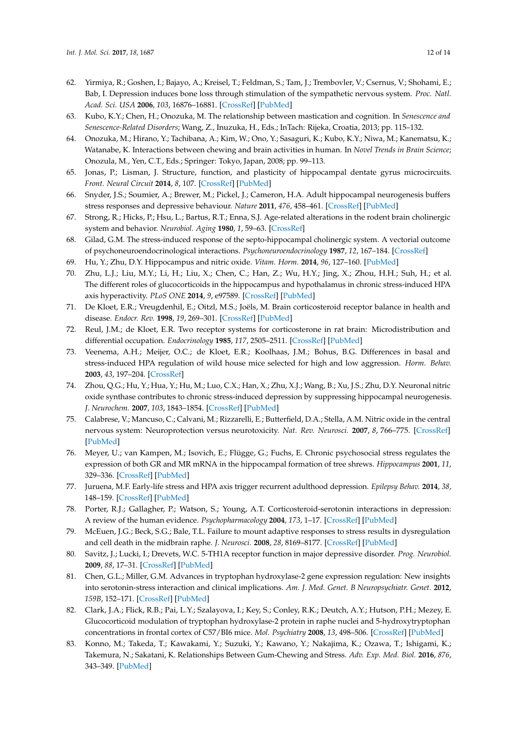62. Yirmiya, R.; Goshen, I.; Bajayo, A.; Kreisel, T.; Feldman, S.; Tam, J.; Trembovler, V.; Csernus, V.; Shohami, E.; Bab, I. Depression induces bone loss through stimulation of the sympathetic nervous system. *Proc. Natl. Acad. Sci. USA* **2006**, *103*, 16876–16881. [CrossRef] [PubMed]
63. Kubo, K.Y.; Chen, H.; Onozuka, M. The relationship between mastication and cognition. In *Senescence and Senescence-Related Disorders*; Wang, Z., Inuzuka, H., Eds.; InTach: Rijeka, Croatia, 2013; pp. 115–132.
64. Onozuka, M.; Hirano, Y.; Tachibana, A.; Kim, W.; Ono, Y.; Sasaguri, K.; Kubo, K.Y.; Niwa, M.; Kanematsu, K.; Watanabe, K. Interactions between chewing and brain activities in human. In *Novel Trends in Brain Science*; Onozula, M., Yen, C.T., Eds.; Springer: Tokyo, Japan, 2008; pp. 99–113.
65. Jonas, P.; Lisman, J. Structure, function, and plasticity of hippocampal dentate gyrus microcircuits. *Front. Neural Circuit* **2014**, *8*, 107. [CrossRef] [PubMed]
66. Snyder, J.S.; Soumier, A.; Brewer, M.; Pickel, J.; Cameron, H.A. Adult hippocampal neurogenesis buffers stress responses and depressive behaviour. *Nature* **2011**, *476*, 458–461. [CrossRef] [PubMed]
67. Strong, R.; Hicks, P.; Hsu, L.; Bartus, R.T.; Enna, S.J. Age-related alterations in the rodent brain cholinergic system and behavior. *Neurobiol. Aging* **1980**, *1*, 59–63. [CrossRef]
68. Gilad, G.M. The stress-induced response of the septo-hippocampal cholinergic system. A vectorial outcome of psychoneuroendocrinological interactions. *Psychoneuroendocrinology* **1987**, *12*, 167–184. [CrossRef]
69. Hu, Y.; Zhu, D.Y. Hippocampus and nitric oxide. *Vitam. Horm.* **2014**, *96*, 127–160. [PubMed]
70. Zhu, L.J.; Liu, M.Y.; Li, H.; Liu, X.; Chen, C.; Han, Z.; Wu, H.Y.; Jing, X.; Zhou, H.H.; Suh, H.; et al. The different roles of glucocorticoids in the hippocampus and hypothalamus in chronic stress-induced HPA axis hyperactivity. *PLoS ONE* **2014**, *9*, e97589. [CrossRef] [PubMed]
71. De Kloet, E.R.; Vreugdenhil, E.; Oitzl, M.S.; Joëls, M. Brain corticosteroid receptor balance in health and disease. *Endocr. Rev.* **1998**, *19*, 269–301. [CrossRef] [PubMed]
72. Reul, J.M.; de Kloet, E.R. Two receptor systems for corticosterone in rat brain: Microdistribution and differential occupation. *Endocrinology* **1985**, *117*, 2505–2511. [CrossRef] [PubMed]
73. Veenema, A.H.; Meijer, O.C.; de Kloet, E.R.; Koolhaas, J.M.; Bohus, B.G. Differences in basal and stress-induced HPA regulation of wild house mice selected for high and low aggression. *Horm. Behav.* **2003**, *43*, 197–204. [CrossRef]
74. Zhou, Q.G.; Hu, Y.; Hua, Y.; Hu, M.; Luo, C.X.; Han, X.; Zhu, X.J.; Wang, B.; Xu, J.S.; Zhu, D.Y. Neuronal nitric oxide synthase contributes to chronic stress-induced depression by suppressing hippocampal neurogenesis. *J. Neurochem.* **2007**, *103*, 1843–1854. [CrossRef] [PubMed]
75. Calabrese, V.; Mancuso, C.; Calvani, M.; Rizzarelli, E.; Butterfield, D.A.; Stella, A.M. Nitric oxide in the central nervous system: Neuroprotection versus neurotoxicity. *Nat. Rev. Neurosci.* **2007**, *8*, 766–775. [CrossRef] [PubMed]
76. Meyer, U.; van Kampen, M.; Isovich, E.; Flügge, G.; Fuchs, E. Chronic psychosocial stress regulates the expression of both GR and MR mRNA in the hippocampal formation of tree shrews. *Hippocampus* **2001**, *11*, 329–336. [CrossRef] [PubMed]
77. Juruena, M.F. Early-life stress and HPA axis trigger recurrent adulthood depression. *Epilepsy Behav.* **2014**, *38*, 148–159. [CrossRef] [PubMed]
78. Porter, R.J.; Gallagher, P.; Watson, S.; Young, A.T. Corticosteroid-serotonin interactions in depression: A review of the human evidence. *Psychopharmacology* **2004**, *173*, 1–17. [CrossRef] [PubMed]
79. McEuen, J.G.; Beck, S.G.; Bale, T.L. Failure to mount adaptive responses to stress results in dysregulation and cell death in the midbrain raphe. *J. Neurosci.* **2008**, *28*, 8169–8177. [CrossRef] [PubMed]
80. Savitz, J.; Lucki, I.; Drevets, W.C. 5-TH1A receptor function in major depressive disorder. *Prog. Neurobiol.* **2009**, *88*, 17–31. [CrossRef] [PubMed]
81. Chen, G.L.; Miller, G.M. Advances in tryptophan hydroxylase-2 gene expression regulation: New insights into serotonin-stress interaction and clinical implications. *Am. J. Med. Genet. B Neuropsychiatr. Genet.* **2012**, *159B*, 152–171. [CrossRef] [PubMed]
82. Clark, J.A.; Flick, R.B.; Pai, L.Y.; Szalayova, I.; Key, S.; Conley, R.K.; Deutch, A.Y.; Hutson, P.H.; Mezey, E. Glucocorticoid modulation of tryptophan hydroxylase-2 protein in raphe nuclei and 5-hydroxytryptophan concentrations in frontal cortex of C57/BI6 mice. *Mol. Psychiatry* **2008**, *13*, 498–506. [CrossRef] [PubMed]
83. Konno, M.; Takeda, T.; Kawakami, Y.; Suzuki, Y.; Kawano, Y.; Nakajima, K.; Ozawa, T.; Ishigami, K.; Takemura, N.; Sakatani, K. Relationships Between Gum-Chewing and Stress. *Adv. Exp. Med. Biol.* **2016**, *876*, 343–349. [PubMed]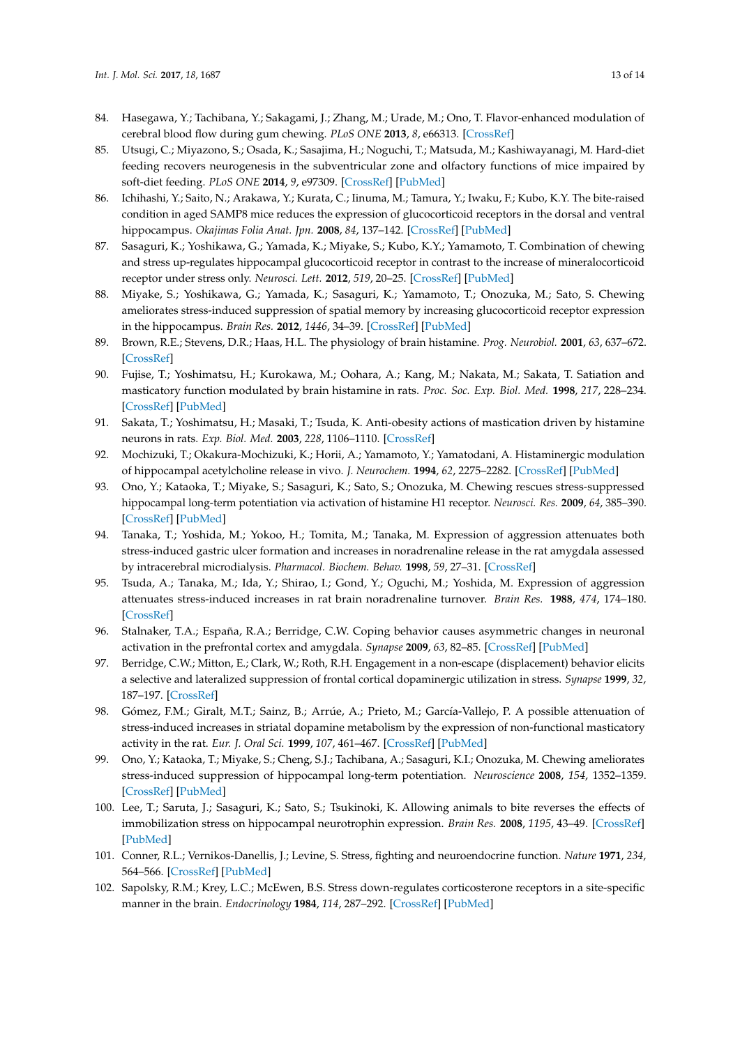84. Hasegawa, Y.; Tachibana, Y.; Sakagami, J.; Zhang, M.; Urade, M.; Ono, T. Flavor-enhanced modulation of cerebral blood flow during gum chewing. *PLoS ONE* **2013**, *8*, e66313. [CrossRef]
85. Utsugi, C.; Miyazono, S.; Osada, K.; Sasajima, H.; Noguchi, T.; Matsuda, M.; Kashiwayanagi, M. Hard-diet feeding recovers neurogenesis in the subventricular zone and olfactory functions of mice impaired by soft-diet feeding. *PLoS ONE* **2014**, *9*, e97309. [CrossRef] [PubMed]
86. Ichihashi, Y.; Saito, N.; Arakawa, Y.; Kurata, C.; Iinuma, M.; Tamura, Y.; Iwaku, F.; Kubo, K.Y. The bite-raised condition in aged SAMP8 mice reduces the expression of glucocorticoid receptors in the dorsal and ventral hippocampus. *Okajimas Folia Anat. Jpn.* **2008**, *84*, 137–142. [CrossRef] [PubMed]
87. Sasaguri, K.; Yoshikawa, G.; Yamada, K.; Miyake, S.; Kubo, K.Y.; Yamamoto, T. Combination of chewing and stress up-regulates hippocampal glucocorticoid receptor in contrast to the increase of mineralocorticoid receptor under stress only. *Neurosci. Lett.* **2012**, *519*, 20–25. [CrossRef] [PubMed]
88. Miyake, S.; Yoshikawa, G.; Yamada, K.; Sasaguri, K.; Yamamoto, T.; Onozuka, M.; Sato, S. Chewing ameliorates stress-induced suppression of spatial memory by increasing glucocorticoid receptor expression in the hippocampus. *Brain Res.* **2012**, *1446*, 34–39. [CrossRef] [PubMed]
89. Brown, R.E.; Stevens, D.R.; Haas, H.L. The physiology of brain histamine. *Prog. Neurobiol.* **2001**, *63*, 637–672. [CrossRef]
90. Fujise, T.; Yoshimatsu, H.; Kurokawa, M.; Oohara, A.; Kang, M.; Nakata, M.; Sakata, T. Satiation and masticatory function modulated by brain histamine in rats. *Proc. Soc. Exp. Biol. Med.* **1998**, *217*, 228–234. [CrossRef] [PubMed]
91. Sakata, T.; Yoshimatsu, H.; Masaki, T.; Tsuda, K. Anti-obesity actions of mastication driven by histamine neurons in rats. *Exp. Biol. Med.* **2003**, *228*, 1106–1110. [CrossRef]
92. Mochizuki, T.; Okakura-Mochizuki, K.; Horii, A.; Yamamoto, Y.; Yamatodani, A. Histaminergic modulation of hippocampal acetylcholine release in vivo. *J. Neurochem.* **1994**, *62*, 2275–2282. [CrossRef] [PubMed]
93. Ono, Y.; Kataoka, T.; Miyake, S.; Sasaguri, K.; Sato, S.; Onozuka, M. Chewing rescues stress-suppressed hippocampal long-term potentiation via activation of histamine H1 receptor. *Neurosci. Res.* **2009**, *64*, 385–390. [CrossRef] [PubMed]
94. Tanaka, T.; Yoshida, M.; Yokoo, H.; Tomita, M.; Tanaka, M. Expression of aggression attenuates both stress-induced gastric ulcer formation and increases in noradrenaline release in the rat amygdala assessed by intracerebral microdialysis. *Pharmacol. Biochem. Behav.* **1998**, *59*, 27–31. [CrossRef]
95. Tsuda, A.; Tanaka, M.; Ida, Y.; Shirao, I.; Gond, Y.; Oguchi, M.; Yoshida, M. Expression of aggression attenuates stress-induced increases in rat brain noradrenaline turnover. *Brain Res.* **1988**, *474*, 174–180. [CrossRef]
96. Stalnaker, T.A.; España, R.A.; Berridge, C.W. Coping behavior causes asymmetric changes in neuronal activation in the prefrontal cortex and amygdala. *Synapse* **2009**, *63*, 82–85. [CrossRef] [PubMed]
97. Berridge, C.W.; Mitton, E.; Clark, W.; Roth, R.H. Engagement in a non-escape (displacement) behavior elicits a selective and lateralized suppression of frontal cortical dopaminergic utilization in stress. *Synapse* **1999**, *32*, 187–197. [CrossRef]
98. Gómez, F.M.; Giralt, M.T.; Sainz, B.; Arrúe, A.; Prieto, M.; García-Vallejo, P. A possible attenuation of stress-induced increases in striatal dopamine metabolism by the expression of non-functional masticatory activity in the rat. *Eur. J. Oral Sci.* **1999**, *107*, 461–467. [CrossRef] [PubMed]
99. Ono, Y.; Kataoka, T.; Miyake, S.; Cheng, S.J.; Tachibana, A.; Sasaguri, K.I.; Onozuka, M. Chewing ameliorates stress-induced suppression of hippocampal long-term potentiation. *Neuroscience* **2008**, *154*, 1352–1359. [CrossRef] [PubMed]
100. Lee, T.; Saruta, J.; Sasaguri, K.; Sato, S.; Tsukinoki, K. Allowing animals to bite reverses the effects of immobilization stress on hippocampal neurotrophin expression. *Brain Res.* **2008**, *1195*, 43–49. [CrossRef] [PubMed]
101. Conner, R.L.; Vernikos-Danellis, J.; Levine, S. Stress, fighting and neuroendocrine function. *Nature* **1971**, *234*, 564–566. [CrossRef] [PubMed]
102. Sapolsky, R.M.; Krey, L.C.; McEwen, B.S. Stress down-regulates corticosterone receptors in a site-specific manner in the brain. *Endocrinology* **1984**, *114*, 287–292. [CrossRef] [PubMed]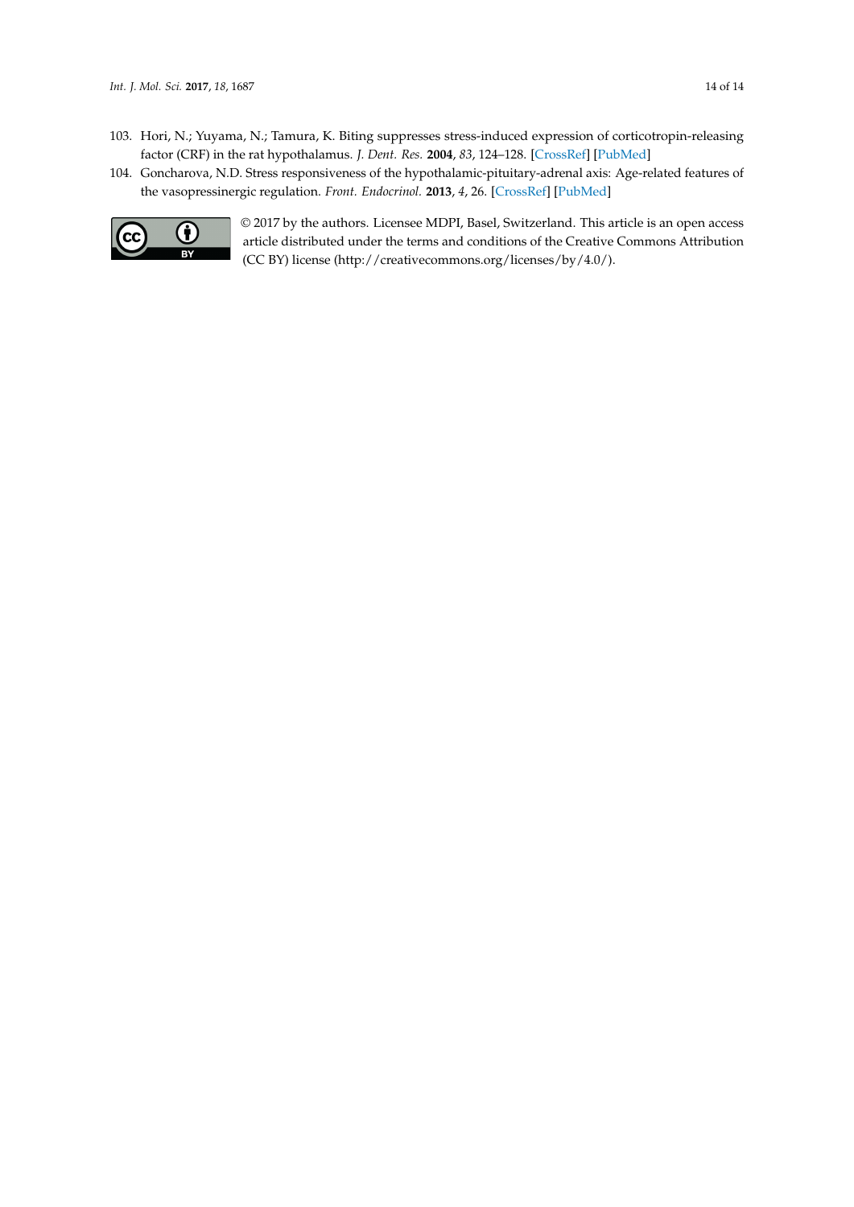103. Hori, N.; Yuyama, N.; Tamura, K. Biting suppresses stress-induced expression of corticotropin-releasing factor (CRF) in the rat hypothalamus. *J. Dent. Res.* **2004**, *83*, 124–128. [CrossRef] [PubMed]
104. Goncharova, N.D. Stress responsiveness of the hypothalamic-pituitary-adrenal axis: Age-related features of the vasopressinergic regulation. *Front. Endocrinol.* **2013**, *4*, 26. [CrossRef] [PubMed]

© 2017 by the authors. Licensee MDPI, Basel, Switzerland. This article is an open access article distributed under the terms and conditions of the Creative Commons Attribution (CC BY) license (http://creativecommons.org/licenses/by/4.0/).